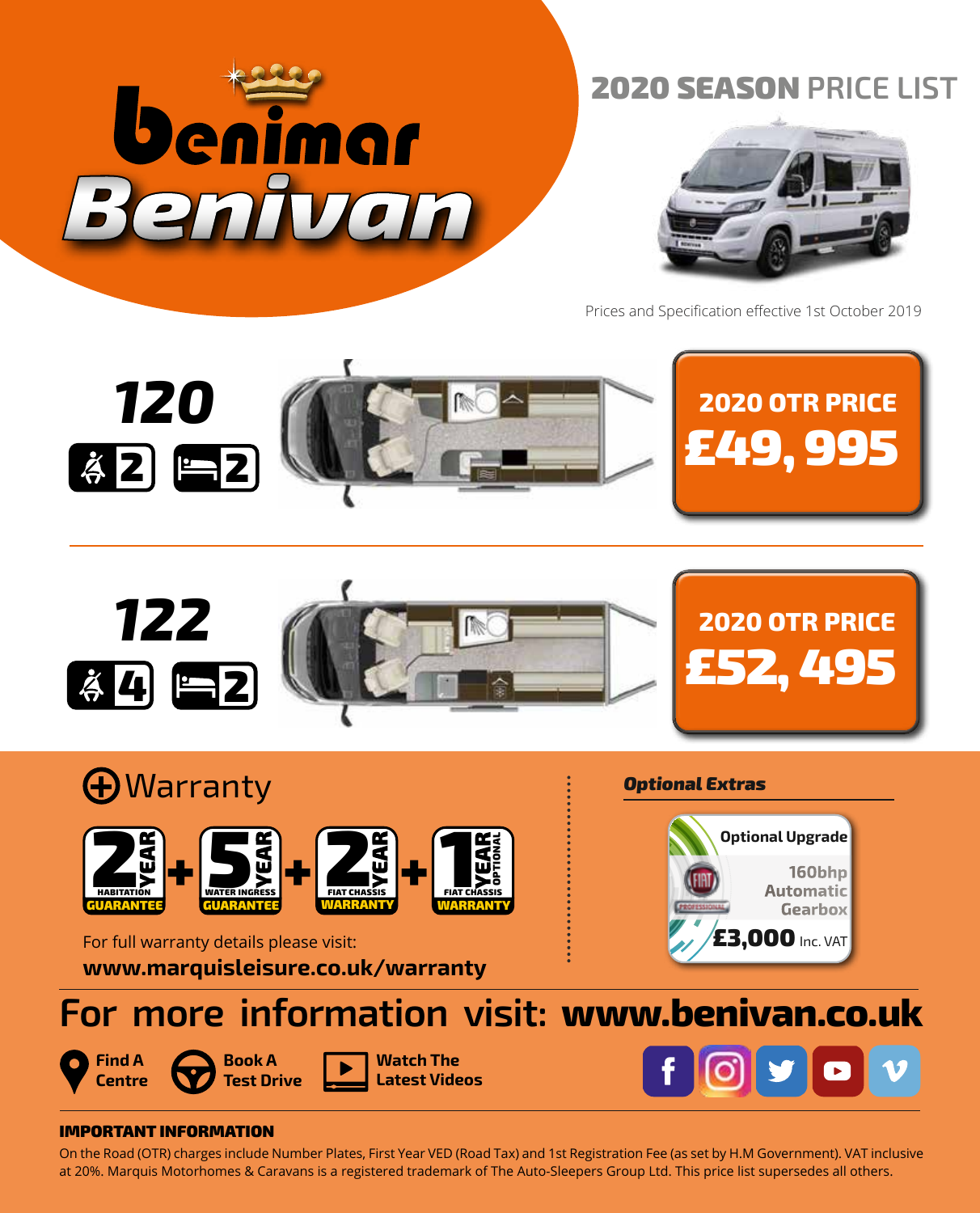# Benimar Benivan

## 2020 SEASON PRICE LIST

Prices and Specification effective 1st October 2019

## 120

Seats: 2 | Berths: 2

**2020 OTR PRICE**
**£49, 995**

## 122

Seats: 4 | Berths: 2

**2020 OTR PRICE**
**£52, 495**

## Warranty

2 YEAR HABITATION GUARANTEE + 5 YEAR WATER INGRESS GUARANTEE + 2 YEAR FIAT CHASSIS WARRANTY + 1 YEAR OPTIONAL FIAT CHASSIS WARRANTY

For full warranty details please visit:
**www.marquisleisure.co.uk/warranty**

### *Optional Extras*

**Optional Upgrade**
160bhp Automatic Gearbox
**£3,000** Inc. VAT

## For more information visit: **www.benivan.co.uk**

**Find A Centre** | **Book A Test Drive** | **Watch The Latest Videos**

### IMPORTANT INFORMATION

On the Road (OTR) charges include Number Plates, First Year VED (Road Tax) and 1st Registration Fee (as set by H.M Government). VAT inclusive at 20%. Marquis Motorhomes & Caravans is a registered trademark of The Auto-Sleepers Group Ltd. This price list supersedes all others.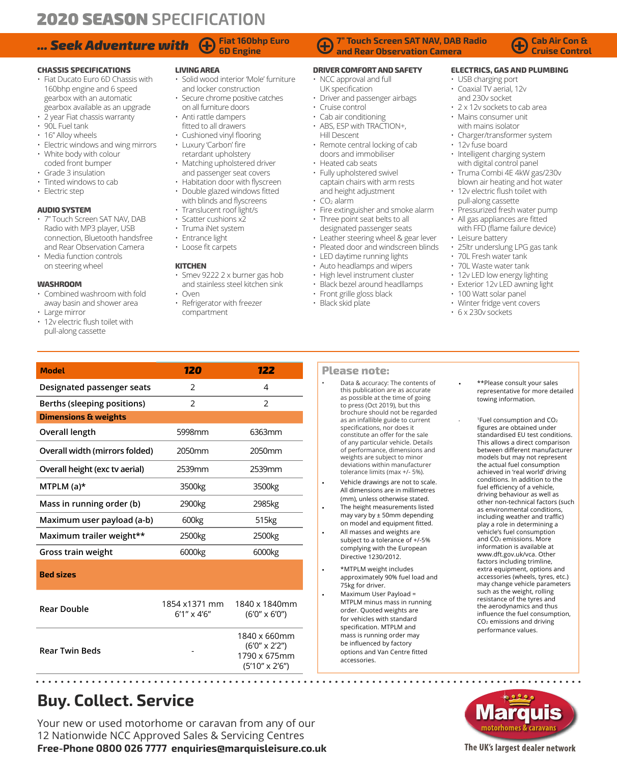# 2020 SEASON SPECIFICATION

**... Seek Adventure with** ⊕ **Fiat 160bhp Euro 6D Engine** ⊕ **7" Touch Screen SAT NAV, DAB Radio and Rear Observation Camera** ⊕ **Cab Air Con & Cruise Control**

### CHASSIS SPECIFICATIONS

- Fiat Ducato Euro 6D Chassis with 160bhp engine and 6 speed gearbox with an automatic gearbox available as an upgrade
- 2 year Fiat chassis warranty
- 90L Fuel tank
- 16" Alloy wheels
- Electric windows and wing mirrors
- White body with colour coded front bumper
- Grade 3 insulation
- Tinted windows to cab
- Electric step

### AUDIO SYSTEM

- 7" Touch Screen SAT NAV, DAB Radio with MP3 player, USB connection, Bluetooth handsfree and Rear Observation Camera
- Media function controls on steering wheel

### WASHROOM

- Combined washroom with fold away basin and shower area
- Large mirror
- 12v electric flush toilet with pull-along cassette

### LIVING AREA

- Solid wood interior 'Mole' furniture and locker construction
- Secure chrome positive catches on all furniture doors
- Anti rattle dampers fitted to all drawers
- Cushioned vinyl flooring
- Luxury 'Carbon' fire retardant upholstery
- Matching upholstered driver and passenger seat covers
- Habitation door with flyscreen
- Double glazed windows fitted with blinds and flyscreens
- Translucent roof light/s
- Scatter cushions x2
- Truma iNet system
- Entrance light
- Loose fit carpets

### KITCHEN

- Smev 9222 2 x burner gas hob and stainless steel kitchen sink
- Oven
- Refrigerator with freezer compartment

### DRIVER COMFORT AND SAFETY

- NCC approval and full UK specification
- Driver and passenger airbags
- Cruise control
- Cab air conditioning
- ABS, ESP with TRACTION+, Hill Descent
- Remote central locking of cab doors and immobiliser
- Heated cab seats
- Fully upholstered swivel captain chairs with arm rests and height adjustment
- $CO_2$ alarm
- Fire extinguisher and smoke alarm
- Three point seat belts to all designated passenger seats
- Leather steering wheel & gear lever
- Pleated door and windscreen blinds
- LED daytime running lights
- Auto headlamps and wipers
- High level instrument cluster
- Black bezel around headlamps
- Front grille gloss black
- Black skid plate

### ELECTRICS, GAS AND PLUMBING

- USB charging port
- Coaxial TV aerial, 12v and 230v socket
- 2 x 12v sockets to cab area
- Mains consumer unit with mains isolator
- Charger/transformer system
- 12v fuse board
- Intelligent charging system with digital control panel
- Truma Combi 4E 4kW gas/230v blown air heating and hot water
- 12v electric flush toilet with pull-along cassette
- Pressurized fresh water pump
- All gas appliances are fitted with FFD (flame failure device)
- Leisure battery
- 25ltr underslung LPG gas tank
- 70L Fresh water tank
- 70L Waste water tank
- 12v LED low energy lighting
- Exterior 12v LED awning light
- 100 Watt solar panel
- Winter fridge vent covers
- 6 x 230v sockets

| Model | 120 | 122 |
|---|---|---|
| Designated passenger seats | 2 | 4 |
| Berths (sleeping positions) | 2 | 2 |
| **Dimensions & weights** | | |
| Overall length | 5998mm | 6363mm |
| Overall width (mirrors folded) | 2050mm | 2050mm |
| Overall height (exc tv aerial) | 2539mm | 2539mm |
| MTPLM (a)* | 3500kg | 3500kg |
| Mass in running order (b) | 2900kg | 2985kg |
| Maximum user payload (a-b) | 600kg | 515kg |
| Maximum trailer weight** | 2500kg | 2500kg |
| Gross train weight | 6000kg | 6000kg |
| **Bed sizes** | | |
| Rear Double | 1854 x1371 mm 6'1" x 4'6" | 1840 x 1840mm (6'0" x 6'0") |
| Rear Twin Beds | - | 1840 x 660mm (6'0" x 2'2") 1790 x 675mm (5'10" x 2'6") |

### Please note:

- Data & accuracy: The contents of this publication are as accurate as possible at the time of going to press (Oct 2019), but this brochure should not be regarded as an infallible guide to current specifications, nor does it constitute an offer for the sale of any particular vehicle. Details of performance, dimensions and weights are subject to minor deviations within manufacturer tolerance limits (max +/- 5%).
- Vehicle drawings are not to scale. All dimensions are in millimetres (mm), unless otherwise stated.
- The height measurements listed may vary by ± 50mm depending on model and equipment fitted.
- All masses and weights are subject to a tolerance of +/-5% complying with the European Directive 1230/2012.
- *MTPLM weight includes approximately 90% fuel load and 75kg for driver.
- Maximum User Payload = MTPLM minus mass in running order. Quoted weights are for vehicles with standard specification. MTPLM and mass is running order may be influenced by factory options and Van Centre fitted accessories.
- **Please consult your sales representative for more detailed towing information.
- [1]Fuel consumption and $CO_2$ figures are obtained under standardised EU test conditions. This allows a direct comparison between different manufacturer models but may not represent the actual fuel consumption achieved in 'real world' driving conditions. In addition to the fuel efficiency of a vehicle, driving behaviour as well as other non-technical factors (such as environmental conditions, including weather and traffic) play a role in determining a vehicle's fuel consumption and $CO_2$ emissions. More information is available at www.dft.gov.uk/vca. Other factors including trimline, extra equipment, options and accessories (wheels, tyres, etc.) may change vehicle parameters such as the weight, rolling resistance of the tyres and the aerodynamics and thus influence the fuel consumption, $CO_2$ emissions and driving performance values.

## Buy. Collect. Service

Your new or used motorhome or caravan from any of our 12 Nationwide NCC Approved Sales & Servicing Centres

**Free-Phone 0800 026 7777 enquiries@marquisleisure.co.uk**

Marquis motorhomes & caravans

The UK's largest dealer network